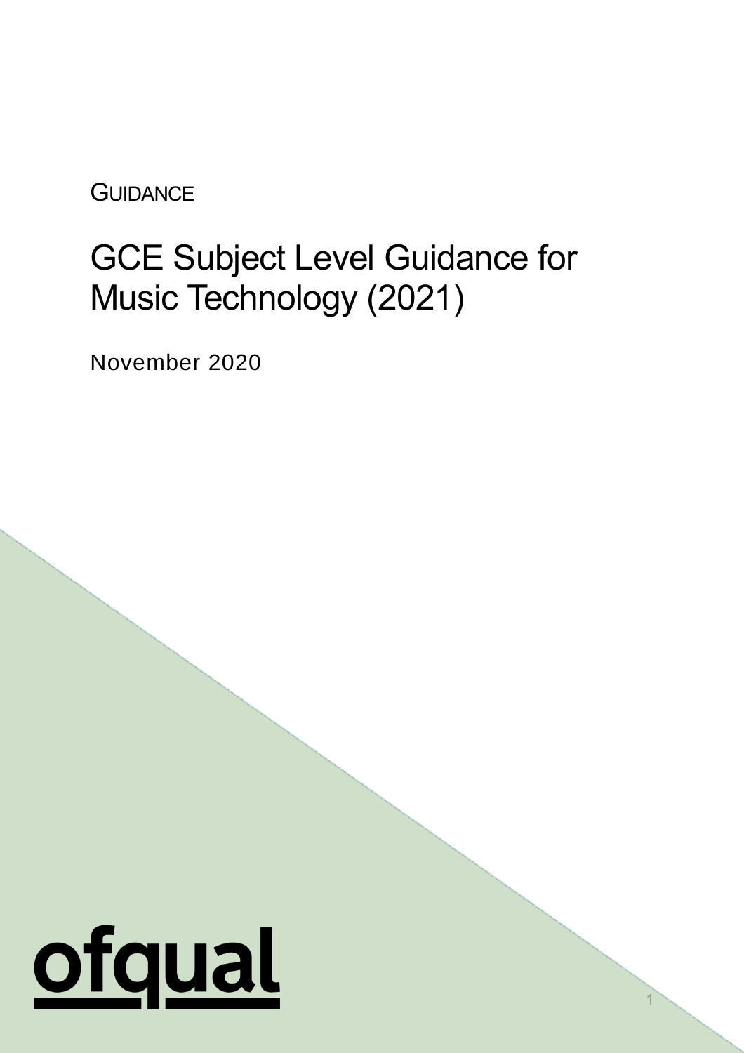GUIDANCE

# GCE Subject Level Guidance for Music Technology (2021)

November 2020

ofqual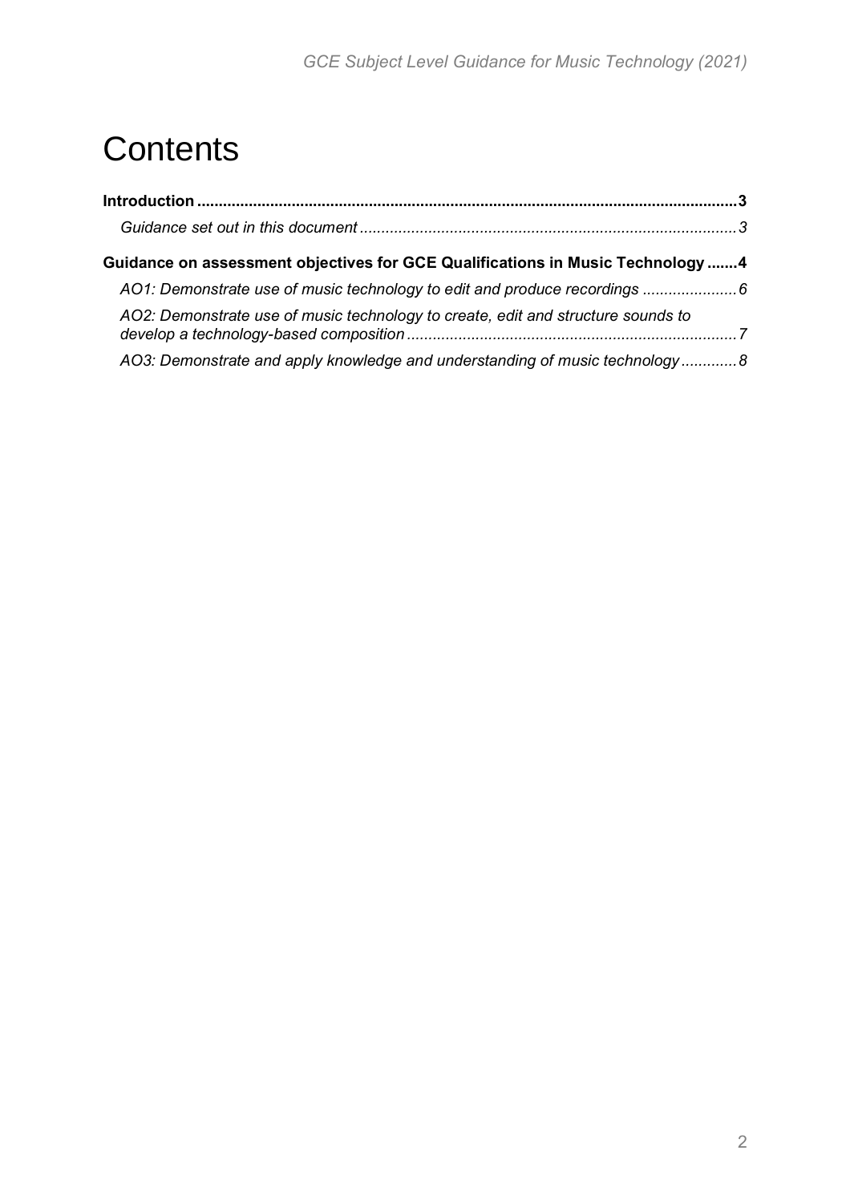# Contents

**Introduction** ............................................................................................................. **3**

*Guidance set out in this document* ..................................................................................... *3*

**Guidance on assessment objectives for GCE Qualifications in Music Technology** ....... **4**

*AO1: Demonstrate use of music technology to edit and produce recordings* ...................... *6*

*AO2: Demonstrate use of music technology to create, edit and structure sounds to develop a technology-based composition* ............................................................................ *7*

*AO3: Demonstrate and apply knowledge and understanding of music technology* ............. *8*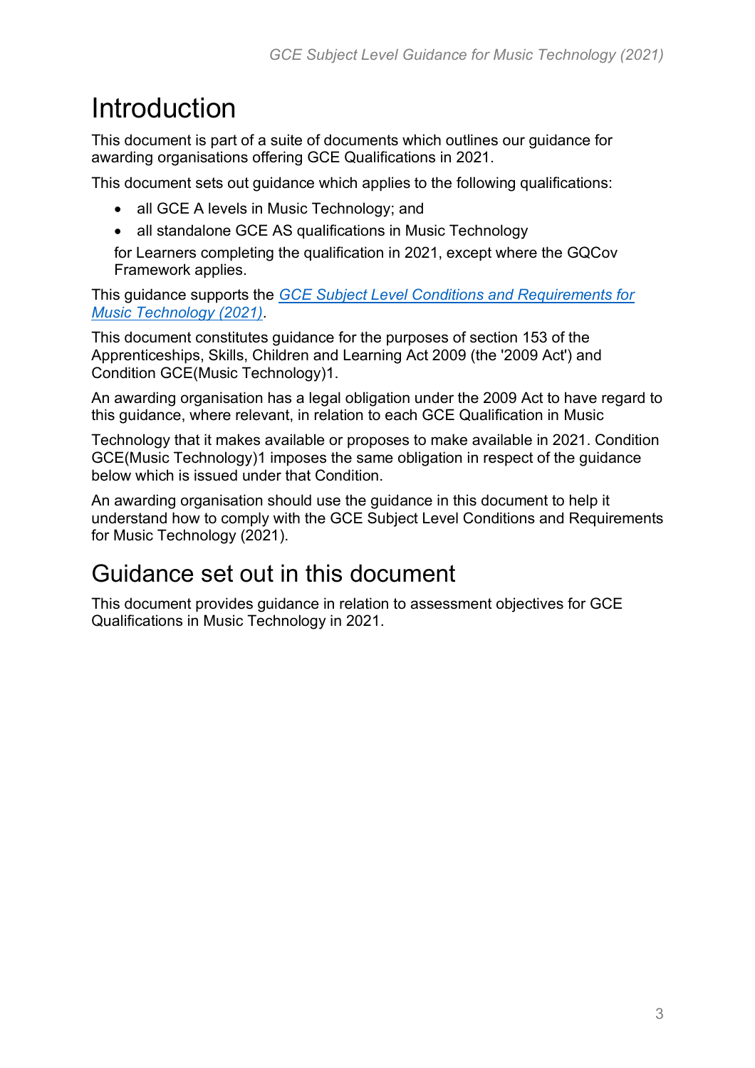# Introduction

This document is part of a suite of documents which outlines our guidance for awarding organisations offering GCE Qualifications in 2021.

This document sets out guidance which applies to the following qualifications:

- all GCE A levels in Music Technology; and
- all standalone GCE AS qualifications in Music Technology

for Learners completing the qualification in 2021, except where the GQCov Framework applies.

This guidance supports the *GCE Subject Level Conditions and Requirements for Music Technology (2021)*.

This document constitutes guidance for the purposes of section 153 of the Apprenticeships, Skills, Children and Learning Act 2009 (the '2009 Act') and Condition GCE(Music Technology)1.

An awarding organisation has a legal obligation under the 2009 Act to have regard to this guidance, where relevant, in relation to each GCE Qualification in Music Technology that it makes available or proposes to make available in 2021. Condition GCE(Music Technology)1 imposes the same obligation in respect of the guidance below which is issued under that Condition.

An awarding organisation should use the guidance in this document to help it understand how to comply with the GCE Subject Level Conditions and Requirements for Music Technology (2021).

## Guidance set out in this document

This document provides guidance in relation to assessment objectives for GCE Qualifications in Music Technology in 2021.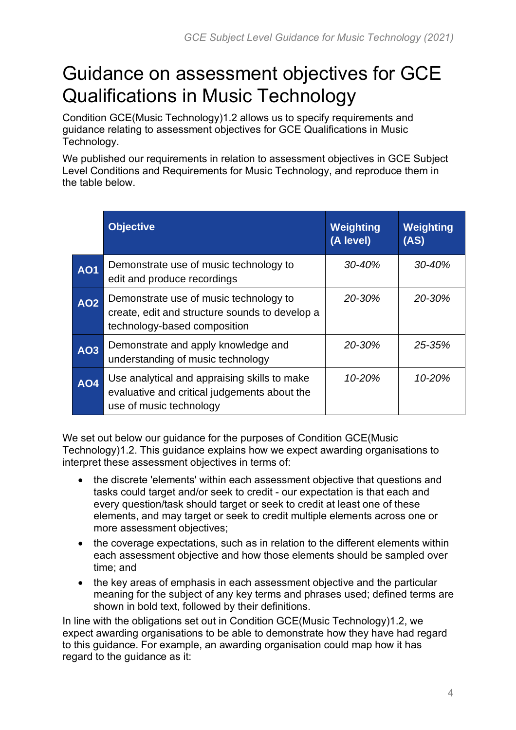# Guidance on assessment objectives for GCE Qualifications in Music Technology

Condition GCE(Music Technology)1.2 allows us to specify requirements and guidance relating to assessment objectives for GCE Qualifications in Music Technology.

We published our requirements in relation to assessment objectives in GCE Subject Level Conditions and Requirements for Music Technology, and reproduce them in the table below.

| | Objective | Weighting (A level) | Weighting (AS) |
|---|---|---|---|
| **AO1** | Demonstrate use of music technology to edit and produce recordings | *30-40%* | *30-40%* |
| **AO2** | Demonstrate use of music technology to create, edit and structure sounds to develop a technology-based composition | *20-30%* | *20-30%* |
| **AO3** | Demonstrate and apply knowledge and understanding of music technology | *20-30%* | *25-35%* |
| **AO4** | Use analytical and appraising skills to make evaluative and critical judgements about the use of music technology | *10-20%* | *10-20%* |

We set out below our guidance for the purposes of Condition GCE(Music Technology)1.2. This guidance explains how we expect awarding organisations to interpret these assessment objectives in terms of:

- the discrete 'elements' within each assessment objective that questions and tasks could target and/or seek to credit - our expectation is that each and every question/task should target or seek to credit at least one of these elements, and may target or seek to credit multiple elements across one or more assessment objectives;
- the coverage expectations, such as in relation to the different elements within each assessment objective and how those elements should be sampled over time; and
- the key areas of emphasis in each assessment objective and the particular meaning for the subject of any key terms and phrases used; defined terms are shown in bold text, followed by their definitions.

In line with the obligations set out in Condition GCE(Music Technology)1.2, we expect awarding organisations to be able to demonstrate how they have had regard to this guidance. For example, an awarding organisation could map how it has regard to the guidance as it: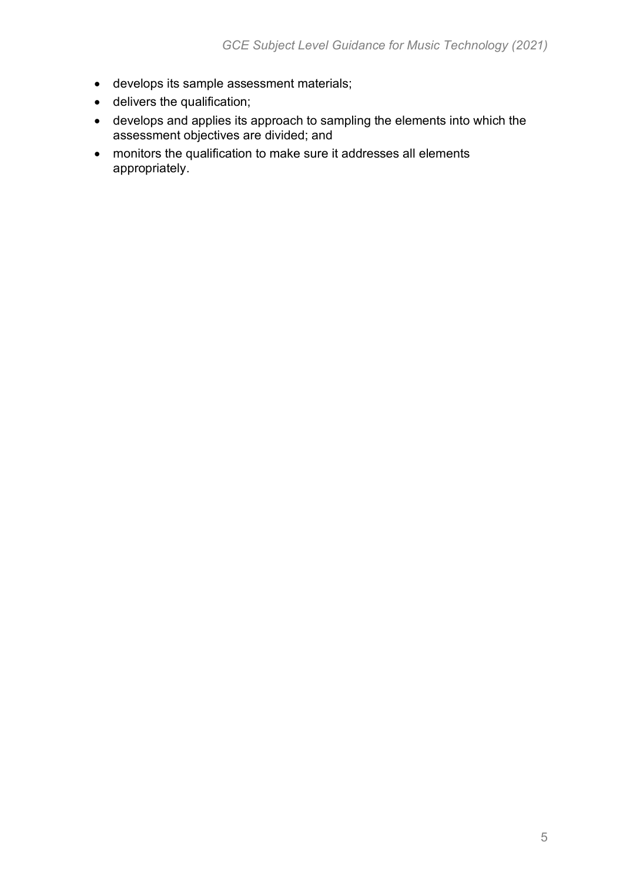- develops its sample assessment materials;
- delivers the qualification;
- develops and applies its approach to sampling the elements into which the assessment objectives are divided; and
- monitors the qualification to make sure it addresses all elements appropriately.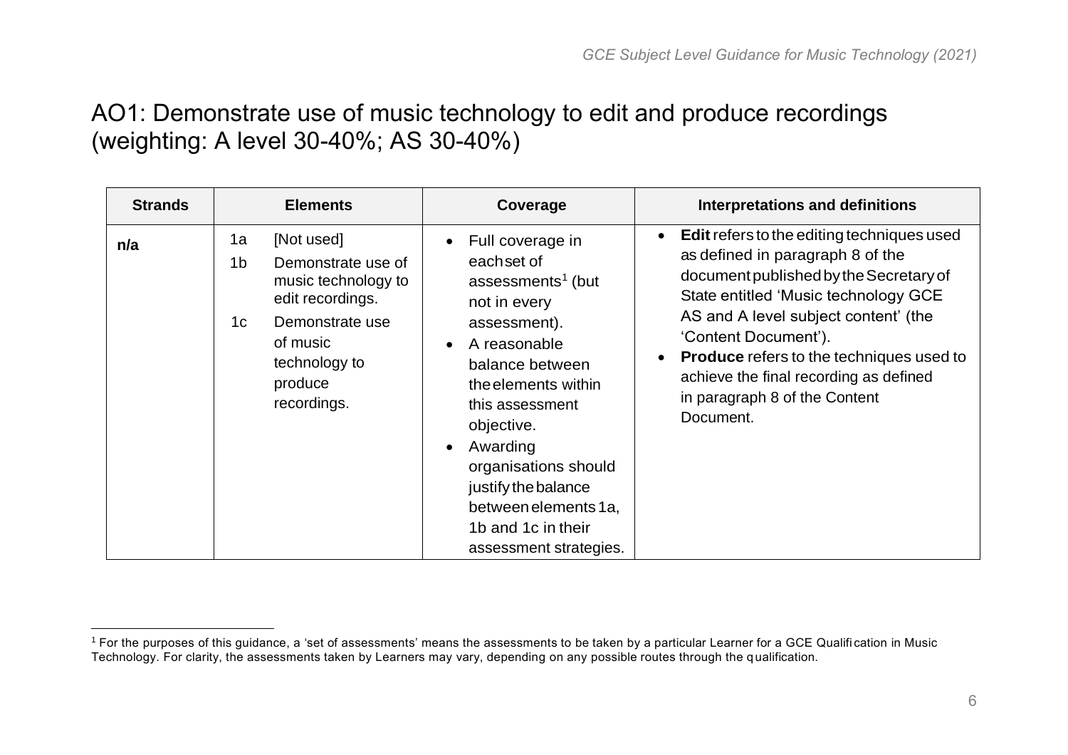## AO1: Demonstrate use of music technology to edit and produce recordings (weighting: A level 30-40%; AS 30-40%)

| Strands | Elements | Coverage | Interpretations and definitions |
|---|---|---|---|
| **n/a** | 1a [Not used]<br>1b Demonstrate use of music technology to edit recordings.<br>1c Demonstrate use of music technology to produce recordings. | • Full coverage in each set of assessments[1] (but not in every assessment).<br>• A reasonable balance between the elements within this assessment objective.<br>• Awarding organisations should justify the balance between elements 1a, 1b and 1c in their assessment strategies. | • **Edit** refers to the editing techniques used as defined in paragraph 8 of the document published by the Secretary of State entitled 'Music technology GCE AS and A level subject content' (the 'Content Document').<br>• **Produce** refers to the techniques used to achieve the final recording as defined in paragraph 8 of the Content Document. |

[1] For the purposes of this guidance, a 'set of assessments' means the assessments to be taken by a particular Learner for a GCE Qualification in Music Technology. For clarity, the assessments taken by Learners may vary, depending on any possible routes through the qualification.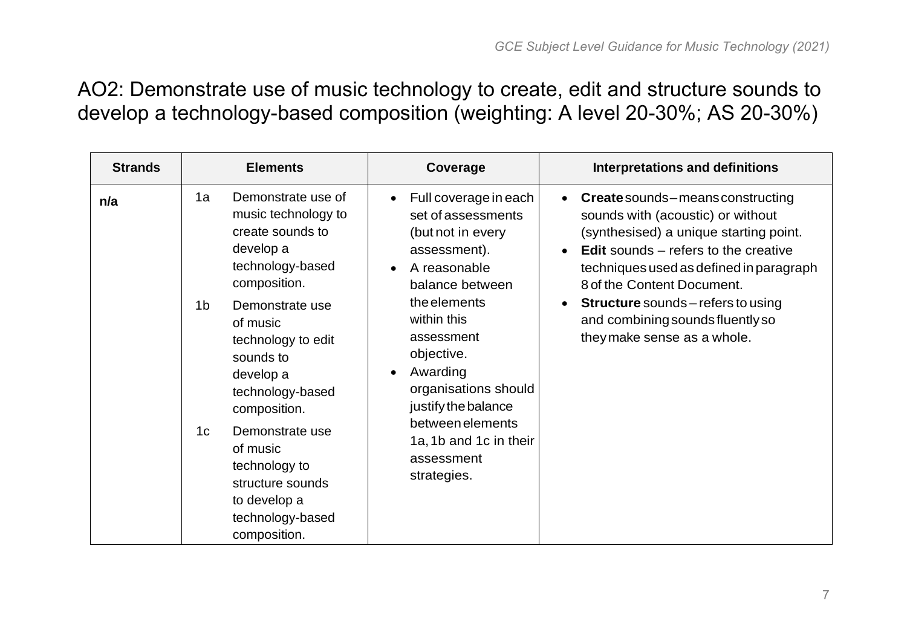## AO2: Demonstrate use of music technology to create, edit and structure sounds to develop a technology-based composition (weighting: A level 20-30%; AS 20-30%)

| Strands | Elements | Coverage | Interpretations and definitions |
| --- | --- | --- | --- |
| **n/a** | 1a Demonstrate use of music technology to create sounds to develop a technology-based composition.<br><br>1b Demonstrate use of music technology to edit sounds to develop a technology-based composition.<br><br>1c Demonstrate use of music technology to structure sounds to develop a technology-based composition. | • Full coverage in each set of assessments (but not in every assessment).<br>• A reasonable balance between the elements within this assessment objective.<br>• Awarding organisations should justify the balance between elements 1a, 1b and 1c in their assessment strategies. | • **Create** sounds – means constructing sounds with (acoustic) or without (synthesised) a unique starting point.<br>• **Edit** sounds – refers to the creative techniques used as defined in paragraph 8 of the Content Document.<br>• **Structure** sounds – refers to using and combining sounds fluently so they make sense as a whole. |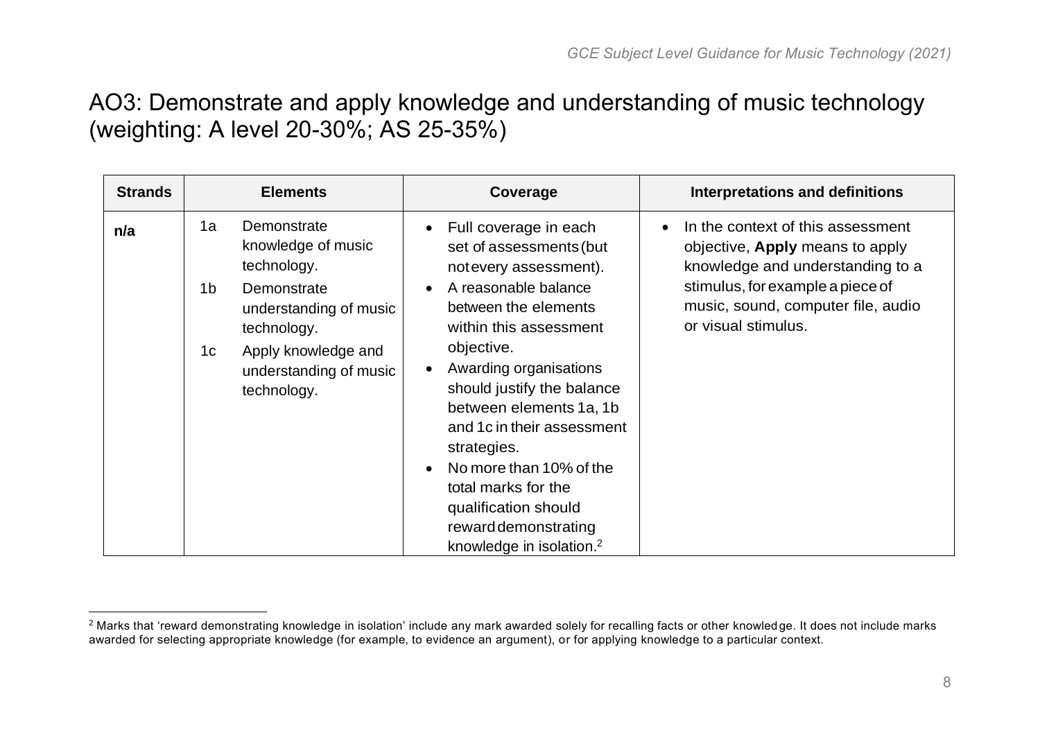## AO3: Demonstrate and apply knowledge and understanding of music technology (weighting: A level 20-30%; AS 25-35%)

| Strands | Elements | Coverage | Interpretations and definitions |
|---|---|---|---|
| **n/a** | 1a Demonstrate knowledge of music technology.<br>1b Demonstrate understanding of music technology.<br>1c Apply knowledge and understanding of music technology. | • Full coverage in each set of assessments (but not every assessment).<br>• A reasonable balance between the elements within this assessment objective.<br>• Awarding organisations should justify the balance between elements 1a, 1b and 1c in their assessment strategies.<br>• No more than 10% of the total marks for the qualification should reward demonstrating knowledge in isolation.[2] | • In the context of this assessment objective, **Apply** means to apply knowledge and understanding to a stimulus, for example a piece of music, sound, computer file, audio or visual stimulus. |

[2] Marks that 'reward demonstrating knowledge in isolation' include any mark awarded solely for recalling facts or other knowledge. It does not include marks awarded for selecting appropriate knowledge (for example, to evidence an argument), or for applying knowledge to a particular context.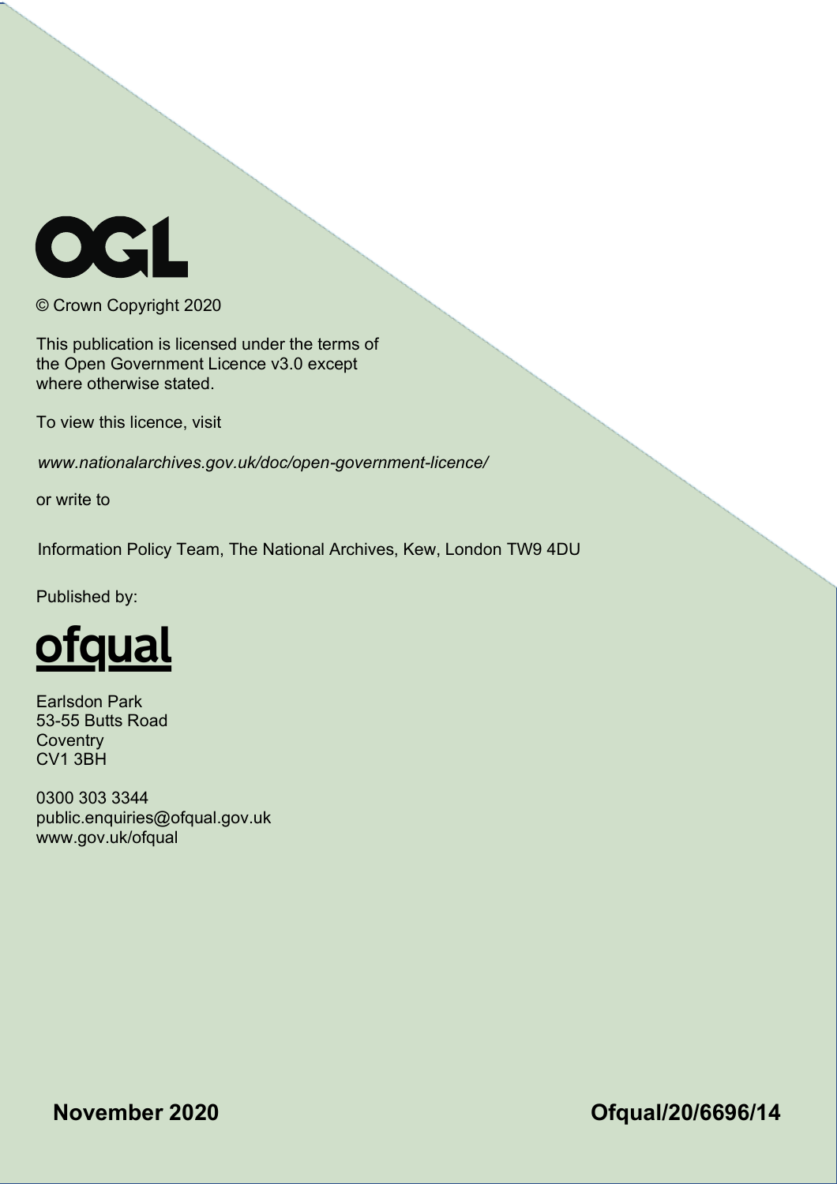OGL

© Crown Copyright 2020

This publication is licensed under the terms of the Open Government Licence v3.0 except where otherwise stated.

To view this licence, visit

*www.nationalarchives.gov.uk/doc/open-government-licence/*

or write to

Information Policy Team, The National Archives, Kew, London TW9 4DU

Published by:

ofqual

Earlsdon Park
53-55 Butts Road
Coventry
CV1 3BH

0300 303 3344
public.enquiries@ofqual.gov.uk
www.gov.uk/ofqual

**November 2020** **Ofqual/20/6696/14**